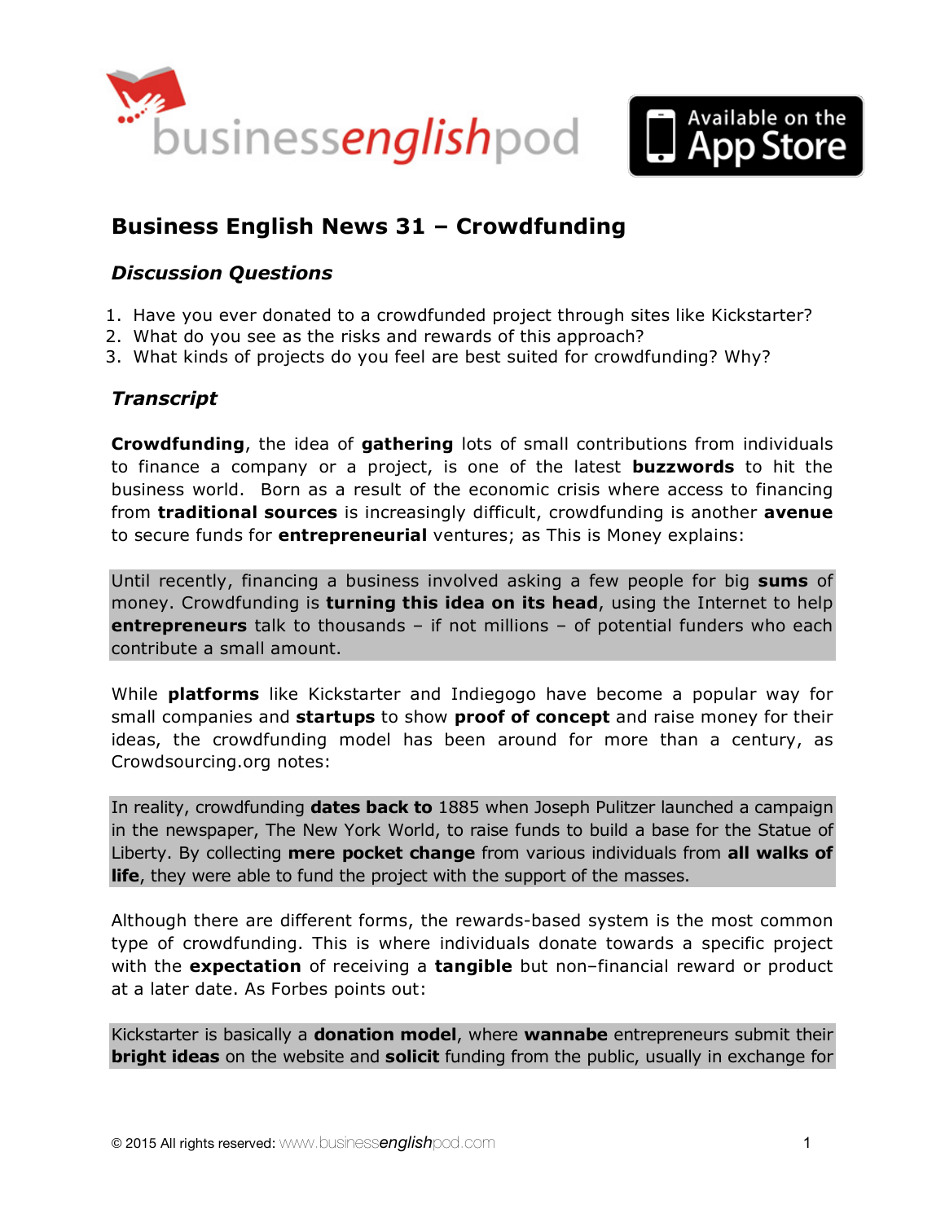# Business English News 31 – Crowdfunding

## *Discussion Questions*

1. Have you ever donated to a crowdfunded project through sites like Kickstarter?
2. What do you see as the risks and rewards of this approach?
3. What kinds of projects do you feel are best suited for crowdfunding? Why?

## *Transcript*

**Crowdfunding**, the idea of **gathering** lots of small contributions from individuals to finance a company or a project, is one of the latest **buzzwords** to hit the business world. Born as a result of the economic crisis where access to financing from **traditional sources** is increasingly difficult, crowdfunding is another **avenue** to secure funds for **entrepreneurial** ventures; as This is Money explains:

> Until recently, financing a business involved asking a few people for big **sums** of money. Crowdfunding is **turning this idea on its head**, using the Internet to help **entrepreneurs** talk to thousands – if not millions – of potential funders who each contribute a small amount.

While **platforms** like Kickstarter and Indiegogo have become a popular way for small companies and **startups** to show **proof of concept** and raise money for their ideas, the crowdfunding model has been around for more than a century, as Crowdsourcing.org notes:

> In reality, crowdfunding **dates back to** 1885 when Joseph Pulitzer launched a campaign in the newspaper, The New York World, to raise funds to build a base for the Statue of Liberty. By collecting **mere pocket change** from various individuals from **all walks of life**, they were able to fund the project with the support of the masses.

Although there are different forms, the rewards-based system is the most common type of crowdfunding. This is where individuals donate towards a specific project with the **expectation** of receiving a **tangible** but non–financial reward or product at a later date. As Forbes points out:

> Kickstarter is basically a **donation model**, where **wannabe** entrepreneurs submit their **bright ideas** on the website and **solicit** funding from the public, usually in exchange for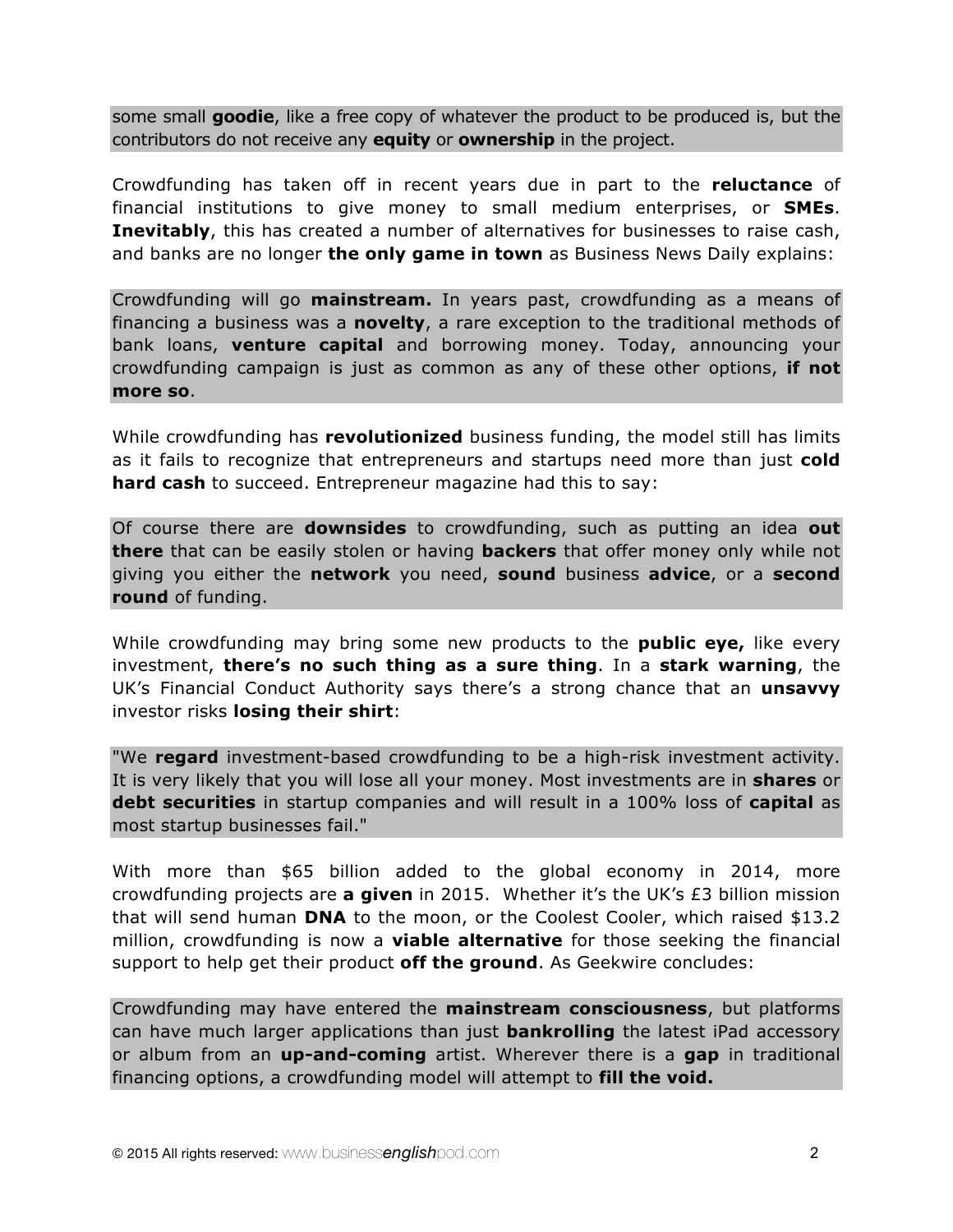some small **goodie**, like a free copy of whatever the product to be produced is, but the contributors do not receive any **equity** or **ownership** in the project.

Crowdfunding has taken off in recent years due in part to the **reluctance** of financial institutions to give money to small medium enterprises, or **SMEs**. **Inevitably**, this has created a number of alternatives for businesses to raise cash, and banks are no longer **the only game in town** as Business News Daily explains:

> Crowdfunding will go **mainstream.** In years past, crowdfunding as a means of financing a business was a **novelty**, a rare exception to the traditional methods of bank loans, **venture capital** and borrowing money. Today, announcing your crowdfunding campaign is just as common as any of these other options, **if not more so**.

While crowdfunding has **revolutionized** business funding, the model still has limits as it fails to recognize that entrepreneurs and startups need more than just **cold hard cash** to succeed. Entrepreneur magazine had this to say:

> Of course there are **downsides** to crowdfunding, such as putting an idea **out there** that can be easily stolen or having **backers** that offer money only while not giving you either the **network** you need, **sound** business **advice**, or a **second round** of funding.

While crowdfunding may bring some new products to the **public eye,** like every investment, **there's no such thing as a sure thing**. In a **stark warning**, the UK's Financial Conduct Authority says there's a strong chance that an **unsavvy** investor risks **losing their shirt**:

> "We **regard** investment-based crowdfunding to be a high-risk investment activity. It is very likely that you will lose all your money. Most investments are in **shares** or **debt securities** in startup companies and will result in a 100% loss of **capital** as most startup businesses fail."

With more than $65 billion added to the global economy in 2014, more crowdfunding projects are **a given** in 2015. Whether it's the UK's £3 billion mission that will send human **DNA** to the moon, or the Coolest Cooler, which raised $13.2 million, crowdfunding is now a **viable alternative** for those seeking the financial support to help get their product **off the ground**. As Geekwire concludes:

> Crowdfunding may have entered the **mainstream consciousness**, but platforms can have much larger applications than just **bankrolling** the latest iPad accessory or album from an **up-and-coming** artist. Wherever there is a **gap** in traditional financing options, a crowdfunding model will attempt to **fill the void.**

© 2015 All rights reserved: www.businessenglishpod.com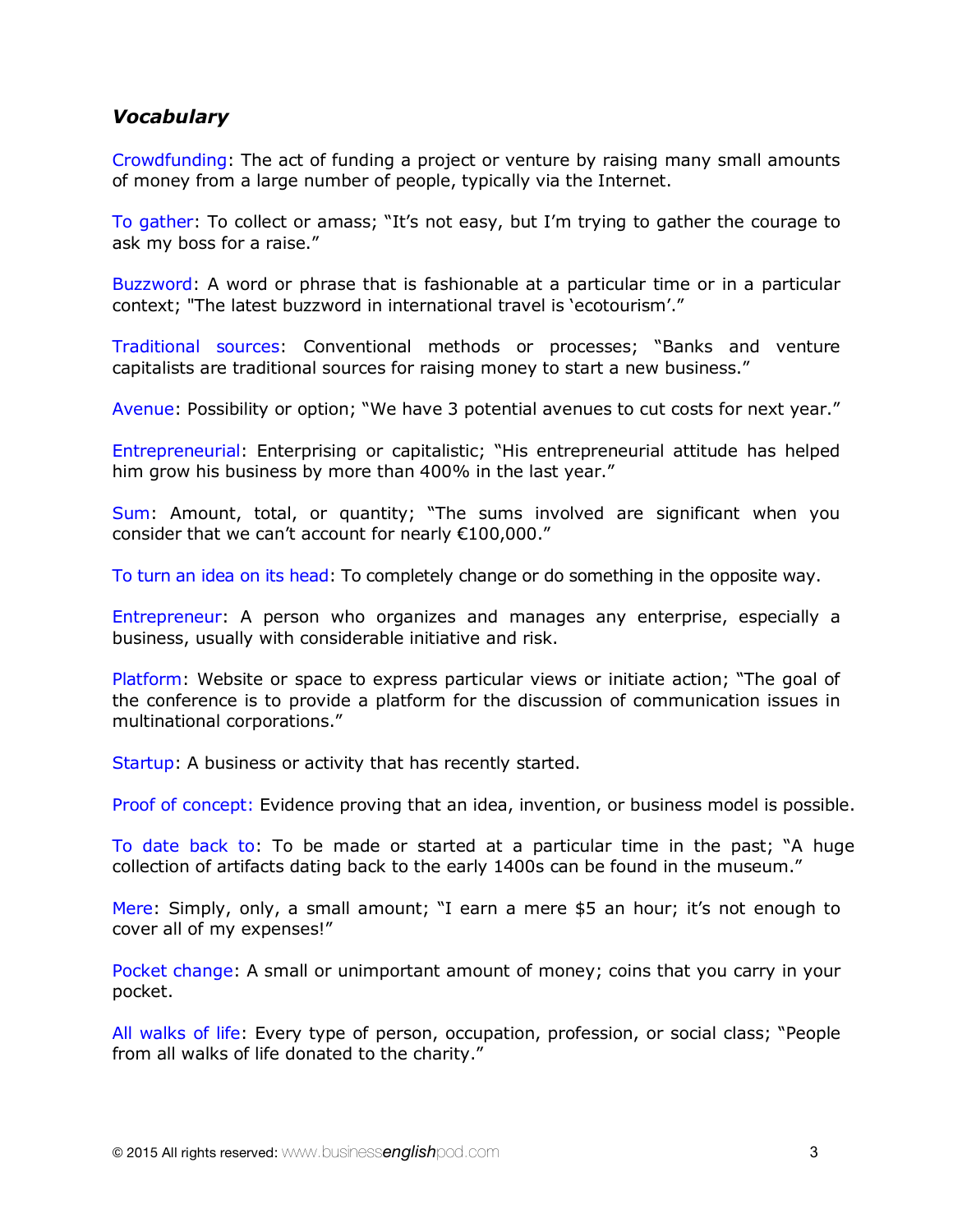### *Vocabulary*

Crowdfunding: The act of funding a project or venture by raising many small amounts of money from a large number of people, typically via the Internet.

To gather: To collect or amass; "It's not easy, but I'm trying to gather the courage to ask my boss for a raise."

Buzzword: A word or phrase that is fashionable at a particular time or in a particular context; "The latest buzzword in international travel is 'ecotourism'."

Traditional sources: Conventional methods or processes; "Banks and venture capitalists are traditional sources for raising money to start a new business."

Avenue: Possibility or option; "We have 3 potential avenues to cut costs for next year."

Entrepreneurial: Enterprising or capitalistic; "His entrepreneurial attitude has helped him grow his business by more than 400% in the last year."

Sum: Amount, total, or quantity; "The sums involved are significant when you consider that we can't account for nearly €100,000."

To turn an idea on its head: To completely change or do something in the opposite way.

Entrepreneur: A person who organizes and manages any enterprise, especially a business, usually with considerable initiative and risk.

Platform: Website or space to express particular views or initiate action; "The goal of the conference is to provide a platform for the discussion of communication issues in multinational corporations."

Startup: A business or activity that has recently started.

Proof of concept: Evidence proving that an idea, invention, or business model is possible.

To date back to: To be made or started at a particular time in the past; "A huge collection of artifacts dating back to the early 1400s can be found in the museum."

Mere: Simply, only, a small amount; "I earn a mere $5 an hour; it's not enough to cover all of my expenses!"

Pocket change: A small or unimportant amount of money; coins that you carry in your pocket.

All walks of life: Every type of person, occupation, profession, or social class; "People from all walks of life donated to the charity."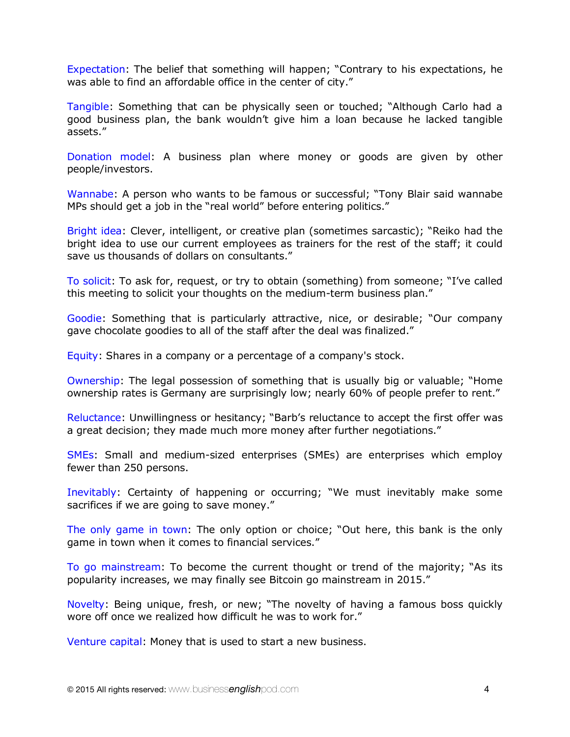Expectation: The belief that something will happen; "Contrary to his expectations, he was able to find an affordable office in the center of city."

Tangible: Something that can be physically seen or touched; "Although Carlo had a good business plan, the bank wouldn't give him a loan because he lacked tangible assets."

Donation model: A business plan where money or goods are given by other people/investors.

Wannabe: A person who wants to be famous or successful; "Tony Blair said wannabe MPs should get a job in the "real world" before entering politics."

Bright idea: Clever, intelligent, or creative plan (sometimes sarcastic); "Reiko had the bright idea to use our current employees as trainers for the rest of the staff; it could save us thousands of dollars on consultants."

To solicit: To ask for, request, or try to obtain (something) from someone; "I've called this meeting to solicit your thoughts on the medium-term business plan."

Goodie: Something that is particularly attractive, nice, or desirable; "Our company gave chocolate goodies to all of the staff after the deal was finalized."

Equity: Shares in a company or a percentage of a company's stock.

Ownership: The legal possession of something that is usually big or valuable; "Home ownership rates is Germany are surprisingly low; nearly 60% of people prefer to rent."

Reluctance: Unwillingness or hesitancy; "Barb's reluctance to accept the first offer was a great decision; they made much more money after further negotiations."

SMEs: Small and medium-sized enterprises (SMEs) are enterprises which employ fewer than 250 persons.

Inevitably: Certainty of happening or occurring; "We must inevitably make some sacrifices if we are going to save money."

The only game in town: The only option or choice; "Out here, this bank is the only game in town when it comes to financial services."

To go mainstream: To become the current thought or trend of the majority; "As its popularity increases, we may finally see Bitcoin go mainstream in 2015."

Novelty: Being unique, fresh, or new; "The novelty of having a famous boss quickly wore off once we realized how difficult he was to work for."

Venture capital: Money that is used to start a new business.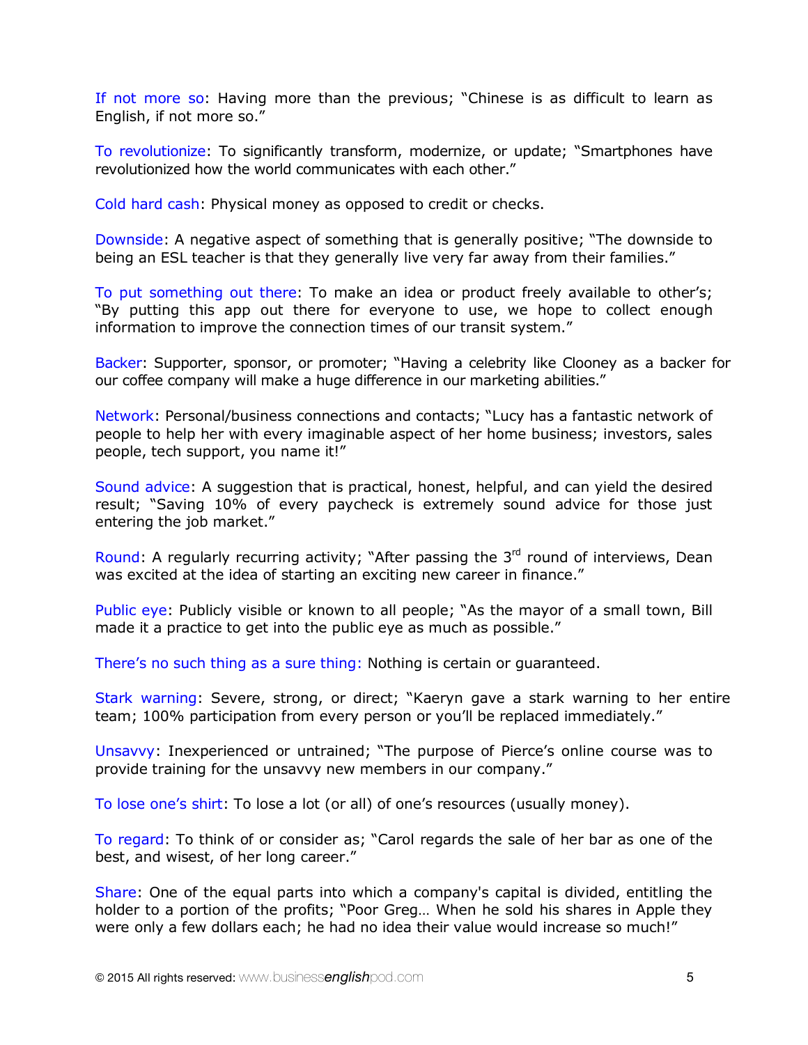If not more so: Having more than the previous; "Chinese is as difficult to learn as English, if not more so."

To revolutionize: To significantly transform, modernize, or update; "Smartphones have revolutionized how the world communicates with each other."

Cold hard cash: Physical money as opposed to credit or checks.

Downside: A negative aspect of something that is generally positive; "The downside to being an ESL teacher is that they generally live very far away from their families."

To put something out there: To make an idea or product freely available to other's; "By putting this app out there for everyone to use, we hope to collect enough information to improve the connection times of our transit system."

Backer: Supporter, sponsor, or promoter; "Having a celebrity like Clooney as a backer for our coffee company will make a huge difference in our marketing abilities."

Network: Personal/business connections and contacts; "Lucy has a fantastic network of people to help her with every imaginable aspect of her home business; investors, sales people, tech support, you name it!"

Sound advice: A suggestion that is practical, honest, helpful, and can yield the desired result; "Saving 10% of every paycheck is extremely sound advice for those just entering the job market."

Round: A regularly recurring activity; "After passing the 3rd round of interviews, Dean was excited at the idea of starting an exciting new career in finance."

Public eye: Publicly visible or known to all people; "As the mayor of a small town, Bill made it a practice to get into the public eye as much as possible."

There's no such thing as a sure thing: Nothing is certain or guaranteed.

Stark warning: Severe, strong, or direct; "Kaeryn gave a stark warning to her entire team; 100% participation from every person or you'll be replaced immediately."

Unsavvy: Inexperienced or untrained; "The purpose of Pierce's online course was to provide training for the unsavvy new members in our company."

To lose one's shirt: To lose a lot (or all) of one's resources (usually money).

To regard: To think of or consider as; "Carol regards the sale of her bar as one of the best, and wisest, of her long career."

Share: One of the equal parts into which a company's capital is divided, entitling the holder to a portion of the profits; "Poor Greg… When he sold his shares in Apple they were only a few dollars each; he had no idea their value would increase so much!"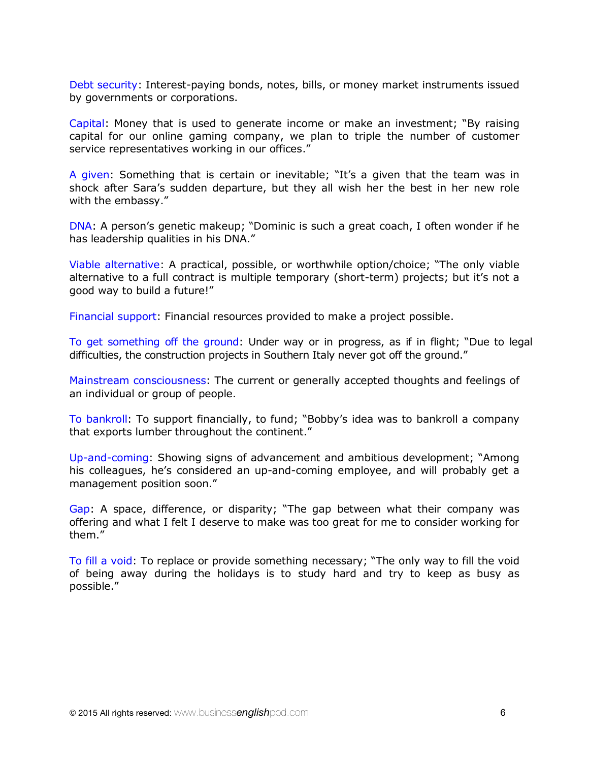Debt security: Interest-paying bonds, notes, bills, or money market instruments issued by governments or corporations.

Capital: Money that is used to generate income or make an investment; "By raising capital for our online gaming company, we plan to triple the number of customer service representatives working in our offices."

A given: Something that is certain or inevitable; "It's a given that the team was in shock after Sara's sudden departure, but they all wish her the best in her new role with the embassy."

DNA: A person's genetic makeup; "Dominic is such a great coach, I often wonder if he has leadership qualities in his DNA."

Viable alternative: A practical, possible, or worthwhile option/choice; "The only viable alternative to a full contract is multiple temporary (short-term) projects; but it's not a good way to build a future!"

Financial support: Financial resources provided to make a project possible.

To get something off the ground: Under way or in progress, as if in flight; "Due to legal difficulties, the construction projects in Southern Italy never got off the ground."

Mainstream consciousness: The current or generally accepted thoughts and feelings of an individual or group of people.

To bankroll: To support financially, to fund; "Bobby's idea was to bankroll a company that exports lumber throughout the continent."

Up-and-coming: Showing signs of advancement and ambitious development; "Among his colleagues, he's considered an up-and-coming employee, and will probably get a management position soon."

Gap: A space, difference, or disparity; "The gap between what their company was offering and what I felt I deserve to make was too great for me to consider working for them."

To fill a void: To replace or provide something necessary; "The only way to fill the void of being away during the holidays is to study hard and try to keep as busy as possible."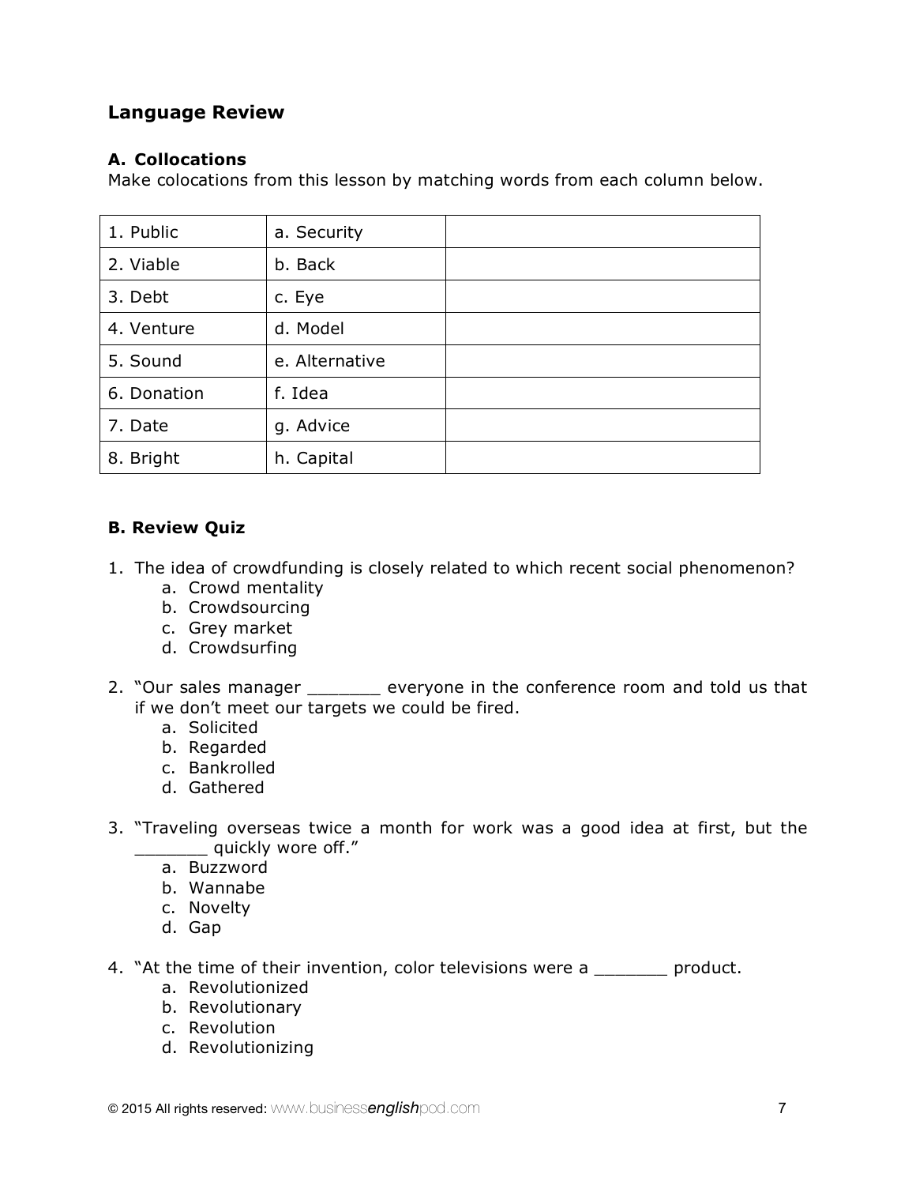## Language Review

### A. Collocations

Make colocations from this lesson by matching words from each column below.

| | | |
|---|---|---|
| 1. Public | a. Security | |
| 2. Viable | b. Back | |
| 3. Debt | c. Eye | |
| 4. Venture | d. Model | |
| 5. Sound | e. Alternative | |
| 6. Donation | f. Idea | |
| 7. Date | g. Advice | |
| 8. Bright | h. Capital | |

### B. Review Quiz

1. The idea of crowdfunding is closely related to which recent social phenomenon?
   a. Crowd mentality
   b. Crowdsourcing
   c. Grey market
   d. Crowdsurfing

2. "Our sales manager _______ everyone in the conference room and told us that if we don't meet our targets we could be fired.
   a. Solicited
   b. Regarded
   c. Bankrolled
   d. Gathered

3. "Traveling overseas twice a month for work was a good idea at first, but the _______ quickly wore off."
   a. Buzzword
   b. Wannabe
   c. Novelty
   d. Gap

4. "At the time of their invention, color televisions were a _______ product.
   a. Revolutionized
   b. Revolutionary
   c. Revolution
   d. Revolutionizing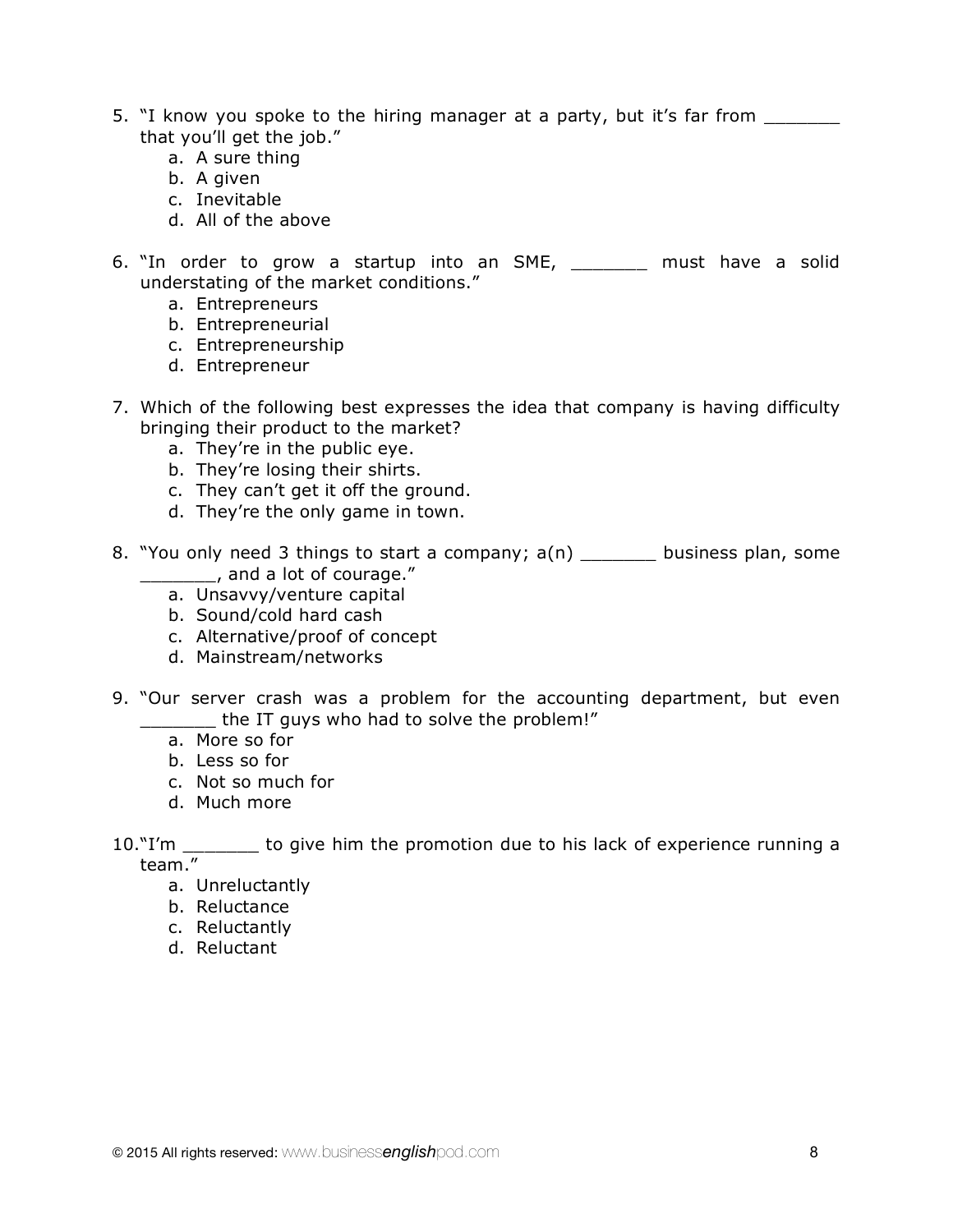5. "I know you spoke to the hiring manager at a party, but it's far from _______ that you'll get the job."
    a. A sure thing
    b. A given
    c. Inevitable
    d. All of the above

6. "In order to grow a startup into an SME, _______ must have a solid understating of the market conditions."
    a. Entrepreneurs
    b. Entrepreneurial
    c. Entrepreneurship
    d. Entrepreneur

7. Which of the following best expresses the idea that company is having difficulty bringing their product to the market?
    a. They're in the public eye.
    b. They're losing their shirts.
    c. They can't get it off the ground.
    d. They're the only game in town.

8. "You only need 3 things to start a company; a(n) _______ business plan, some _______, and a lot of courage."
    a. Unsavvy/venture capital
    b. Sound/cold hard cash
    c. Alternative/proof of concept
    d. Mainstream/networks

9. "Our server crash was a problem for the accounting department, but even _______ the IT guys who had to solve the problem!"
    a. More so for
    b. Less so for
    c. Not so much for
    d. Much more

10. "I'm _______ to give him the promotion due to his lack of experience running a team."
    a. Unreluctantly
    b. Reluctance
    c. Reluctantly
    d. Reluctant

© 2015 All rights reserved: www.businessenglishpod.com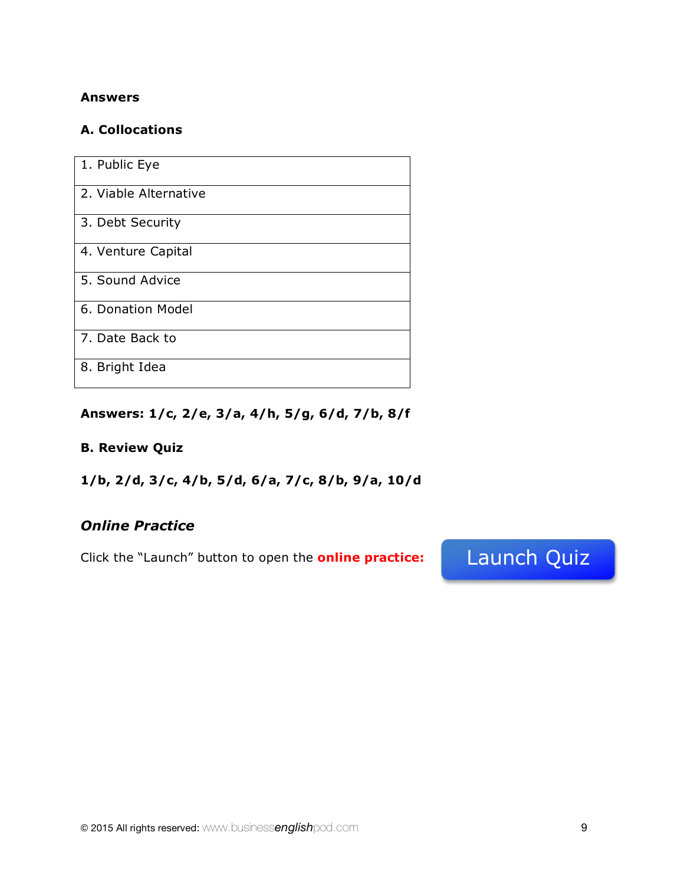**Answers**

**A. Collocations**

| |
|---|
| 1. Public Eye |
| 2. Viable Alternative |
| 3. Debt Security |
| 4. Venture Capital |
| 5. Sound Advice |
| 6. Donation Model |
| 7. Date Back to |
| 8. Bright Idea |

**Answers: 1/c, 2/e, 3/a, 4/h, 5/g, 6/d, 7/b, 8/f**

**B. Review Quiz**

**1/b, 2/d, 3/c, 4/b, 5/d, 6/a, 7/c, 8/b, 9/a, 10/d**

***Online Practice***

Click the "Launch" button to open the **online practice:** Launch Quiz

© 2015 All rights reserved: www.businessenglishpod.com